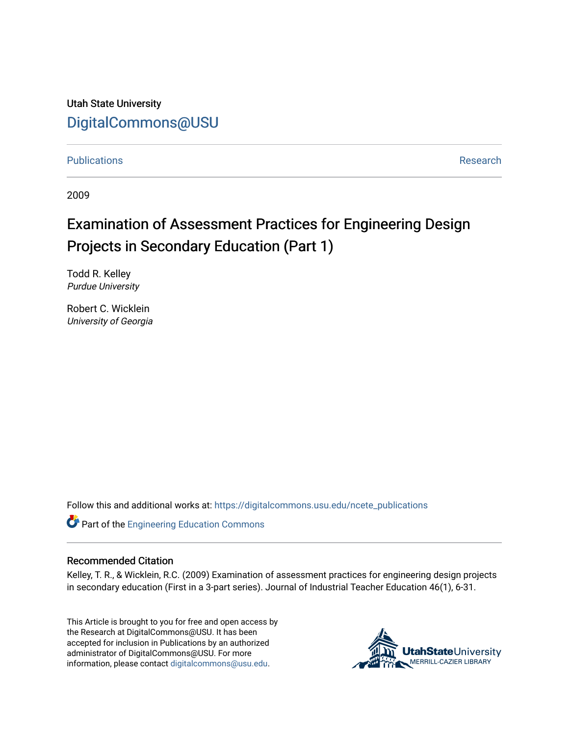Utah State University

DigitalCommons@USU

Publications | Research

2009

# Examination of Assessment Practices for Engineering Design Projects in Secondary Education (Part 1)

Todd R. Kelley
*Purdue University*

Robert C. Wicklein
*University of Georgia*

Follow this and additional works at: https://digitalcommons.usu.edu/ncete_publications

Part of the Engineering Education Commons

## Recommended Citation

Kelley, T. R., & Wicklein, R.C. (2009) Examination of assessment practices for engineering design projects in secondary education (First in a 3-part series). Journal of Industrial Teacher Education 46(1), 6-31.

This Article is brought to you for free and open access by the Research at DigitalCommons@USU. It has been accepted for inclusion in Publications by an authorized administrator of DigitalCommons@USU. For more information, please contact digitalcommons@usu.edu.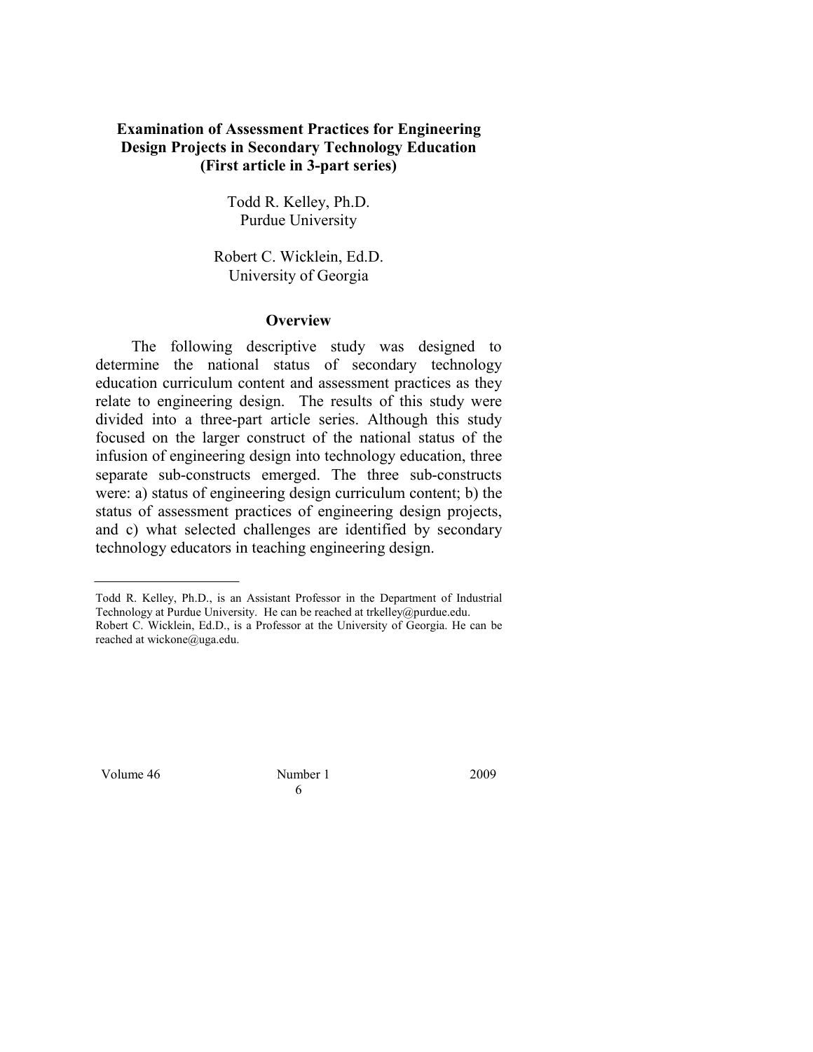# Examination of Assessment Practices for Engineering Design Projects in Secondary Technology Education (First article in 3-part series)

Todd R. Kelley, Ph.D.
Purdue University

Robert C. Wicklein, Ed.D.
University of Georgia

## Overview

The following descriptive study was designed to determine the national status of secondary technology education curriculum content and assessment practices as they relate to engineering design. The results of this study were divided into a three-part article series. Although this study focused on the larger construct of the national status of the infusion of engineering design into technology education, three separate sub-constructs emerged. The three sub-constructs were: a) status of engineering design curriculum content; b) the status of assessment practices of engineering design projects, and c) what selected challenges are identified by secondary technology educators in teaching engineering design.

---

Todd R. Kelley, Ph.D., is an Assistant Professor in the Department of Industrial Technology at Purdue University. He can be reached at trkelley@purdue.edu.
Robert C. Wicklein, Ed.D., is a Professor at the University of Georgia. He can be reached at wickone@uga.edu.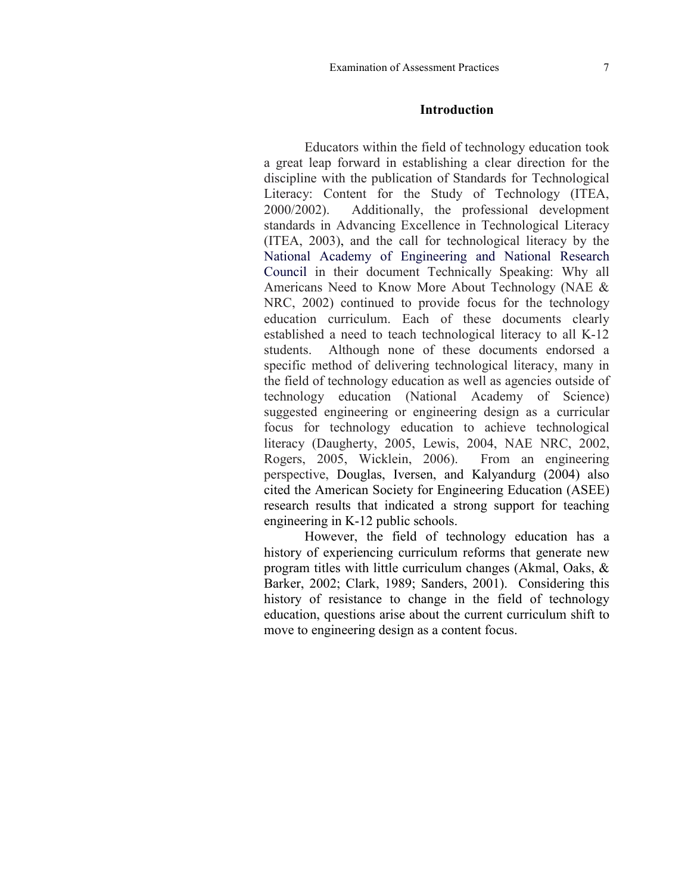## Introduction

Educators within the field of technology education took a great leap forward in establishing a clear direction for the discipline with the publication of Standards for Technological Literacy: Content for the Study of Technology (ITEA, 2000/2002). Additionally, the professional development standards in Advancing Excellence in Technological Literacy (ITEA, 2003), and the call for technological literacy by the National Academy of Engineering and National Research Council in their document Technically Speaking: Why all Americans Need to Know More About Technology (NAE & NRC, 2002) continued to provide focus for the technology education curriculum. Each of these documents clearly established a need to teach technological literacy to all K-12 students. Although none of these documents endorsed a specific method of delivering technological literacy, many in the field of technology education as well as agencies outside of technology education (National Academy of Science) suggested engineering or engineering design as a curricular focus for technology education to achieve technological literacy (Daugherty, 2005, Lewis, 2004, NAE NRC, 2002, Rogers, 2005, Wicklein, 2006). From an engineering perspective, Douglas, Iversen, and Kalyandurg (2004) also cited the American Society for Engineering Education (ASEE) research results that indicated a strong support for teaching engineering in K-12 public schools.

However, the field of technology education has a history of experiencing curriculum reforms that generate new program titles with little curriculum changes (Akmal, Oaks, & Barker, 2002; Clark, 1989; Sanders, 2001). Considering this history of resistance to change in the field of technology education, questions arise about the current curriculum shift to move to engineering design as a content focus.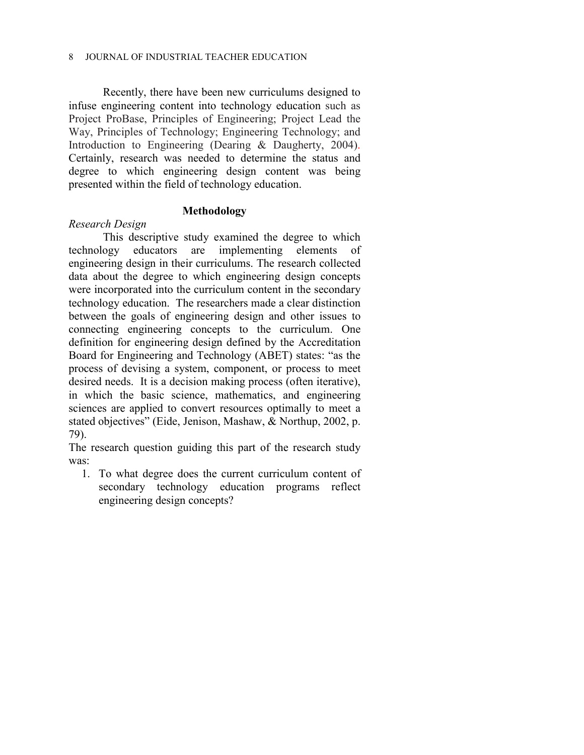Recently, there have been new curriculums designed to infuse engineering content into technology education such as Project ProBase, Principles of Engineering; Project Lead the Way, Principles of Technology; Engineering Technology; and Introduction to Engineering (Dearing & Daugherty, 2004). Certainly, research was needed to determine the status and degree to which engineering design content was being presented within the field of technology education.

## Methodology

*Research Design*

This descriptive study examined the degree to which technology educators are implementing elements of engineering design in their curriculums. The research collected data about the degree to which engineering design concepts were incorporated into the curriculum content in the secondary technology education. The researchers made a clear distinction between the goals of engineering design and other issues to connecting engineering concepts to the curriculum. One definition for engineering design defined by the Accreditation Board for Engineering and Technology (ABET) states: "as the process of devising a system, component, or process to meet desired needs. It is a decision making process (often iterative), in which the basic science, mathematics, and engineering sciences are applied to convert resources optimally to meet a stated objectives" (Eide, Jenison, Mashaw, & Northup, 2002, p. 79).

The research question guiding this part of the research study was:

1. To what degree does the current curriculum content of secondary technology education programs reflect engineering design concepts?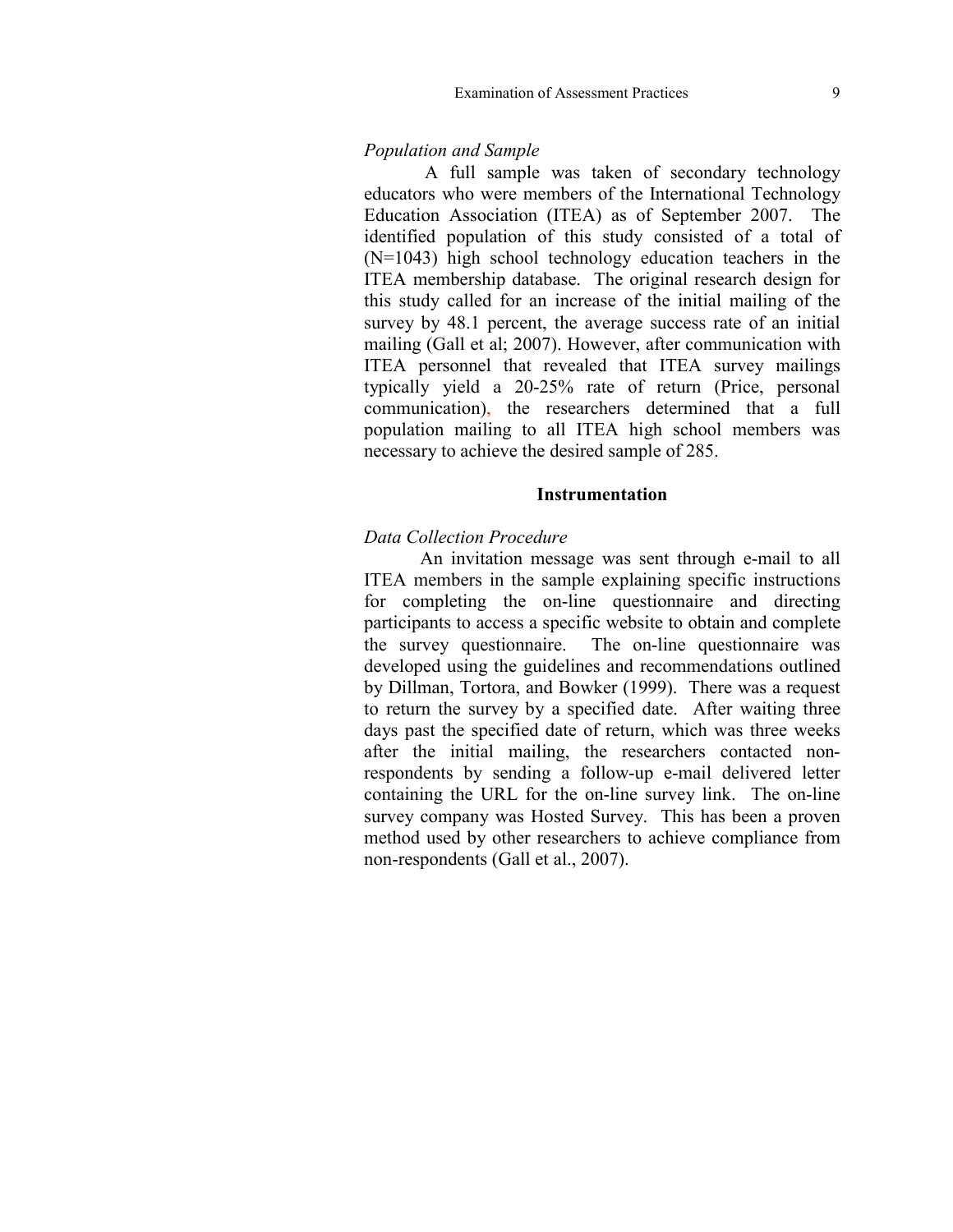### *Population and Sample*

A full sample was taken of secondary technology educators who were members of the International Technology Education Association (ITEA) as of September 2007. The identified population of this study consisted of a total of (N=1043) high school technology education teachers in the ITEA membership database. The original research design for this study called for an increase of the initial mailing of the survey by 48.1 percent, the average success rate of an initial mailing (Gall et al; 2007). However, after communication with ITEA personnel that revealed that ITEA survey mailings typically yield a 20-25% rate of return (Price, personal communication), the researchers determined that a full population mailing to all ITEA high school members was necessary to achieve the desired sample of 285.

## **Instrumentation**

### *Data Collection Procedure*

An invitation message was sent through e-mail to all ITEA members in the sample explaining specific instructions for completing the on-line questionnaire and directing participants to access a specific website to obtain and complete the survey questionnaire. The on-line questionnaire was developed using the guidelines and recommendations outlined by Dillman, Tortora, and Bowker (1999). There was a request to return the survey by a specified date. After waiting three days past the specified date of return, which was three weeks after the initial mailing, the researchers contacted non-respondents by sending a follow-up e-mail delivered letter containing the URL for the on-line survey link. The on-line survey company was Hosted Survey. This has been a proven method used by other researchers to achieve compliance from non-respondents (Gall et al., 2007).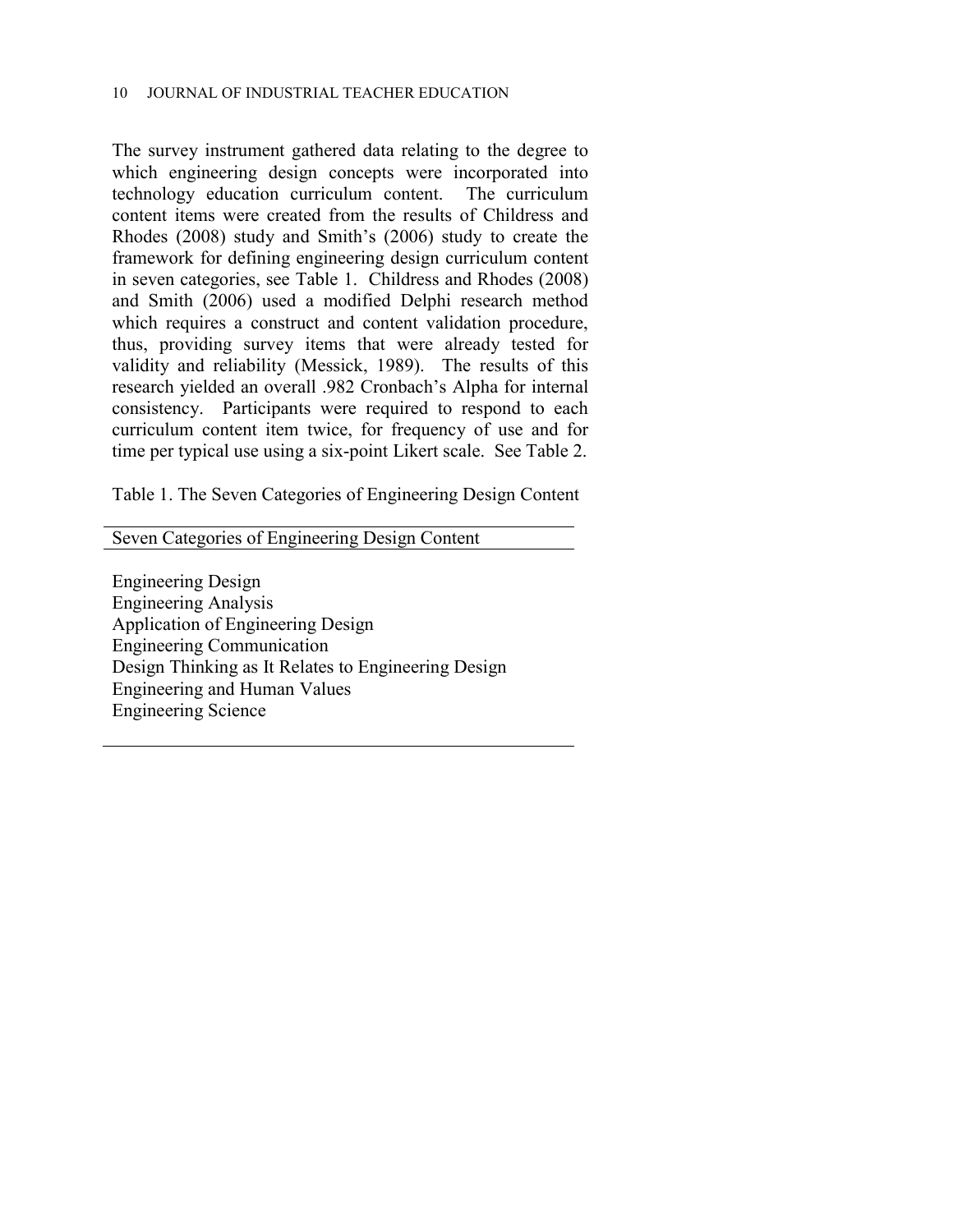The survey instrument gathered data relating to the degree to which engineering design concepts were incorporated into technology education curriculum content. The curriculum content items were created from the results of Childress and Rhodes (2008) study and Smith's (2006) study to create the framework for defining engineering design curriculum content in seven categories, see Table 1. Childress and Rhodes (2008) and Smith (2006) used a modified Delphi research method which requires a construct and content validation procedure, thus, providing survey items that were already tested for validity and reliability (Messick, 1989). The results of this research yielded an overall .982 Cronbach's Alpha for internal consistency. Participants were required to respond to each curriculum content item twice, for frequency of use and for time per typical use using a six-point Likert scale. See Table 2.

Table 1. The Seven Categories of Engineering Design Content

| Seven Categories of Engineering Design Content |
| --- |
| Engineering Design |
| Engineering Analysis |
| Application of Engineering Design |
| Engineering Communication |
| Design Thinking as It Relates to Engineering Design |
| Engineering and Human Values |
| Engineering Science |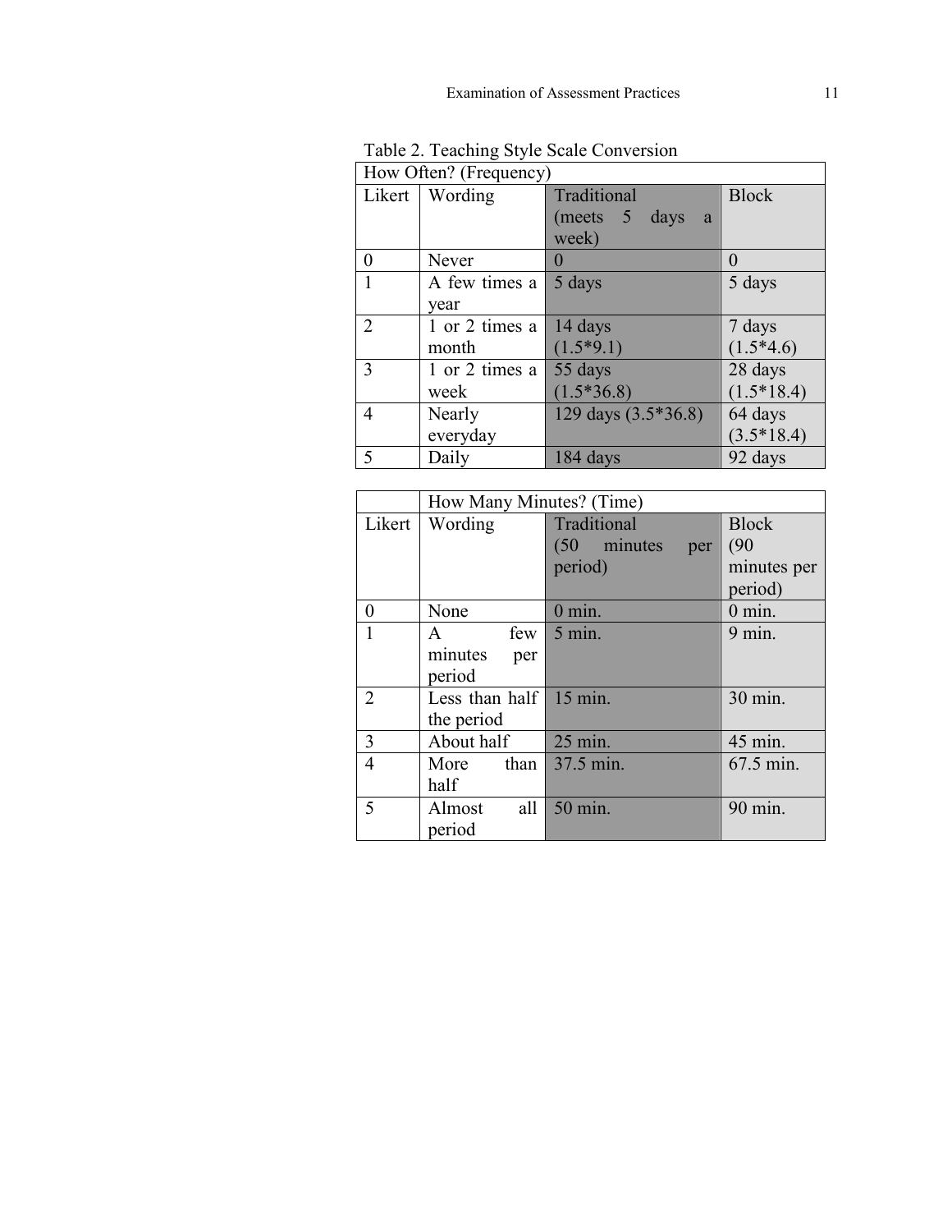Table 2. Teaching Style Scale Conversion

| How Often? (Frequency) | | | |
|---|---|---|---|
| Likert | Wording | Traditional (meets 5 days a week) | Block |
| 0 | Never | 0 | 0 |
| 1 | A few times a year | 5 days | 5 days |
| 2 | 1 or 2 times a month | 14 days (1.5*9.1) | 7 days (1.5*4.6) |
| 3 | 1 or 2 times a week | 55 days (1.5*36.8) | 28 days (1.5*18.4) |
| 4 | Nearly everyday | 129 days (3.5*36.8) | 64 days (3.5*18.4) |
| 5 | Daily | 184 days | 92 days |

| | How Many Minutes? (Time) | | |
|---|---|---|---|
| Likert | Wording | Traditional (50 minutes per period) | Block (90 minutes per period) |
| 0 | None | 0 min. | 0 min. |
| 1 | A few minutes per period | 5 min. | 9 min. |
| 2 | Less than half the period | 15 min. | 30 min. |
| 3 | About half | 25 min. | 45 min. |
| 4 | More than half | 37.5 min. | 67.5 min. |
| 5 | Almost all period | 50 min. | 90 min. |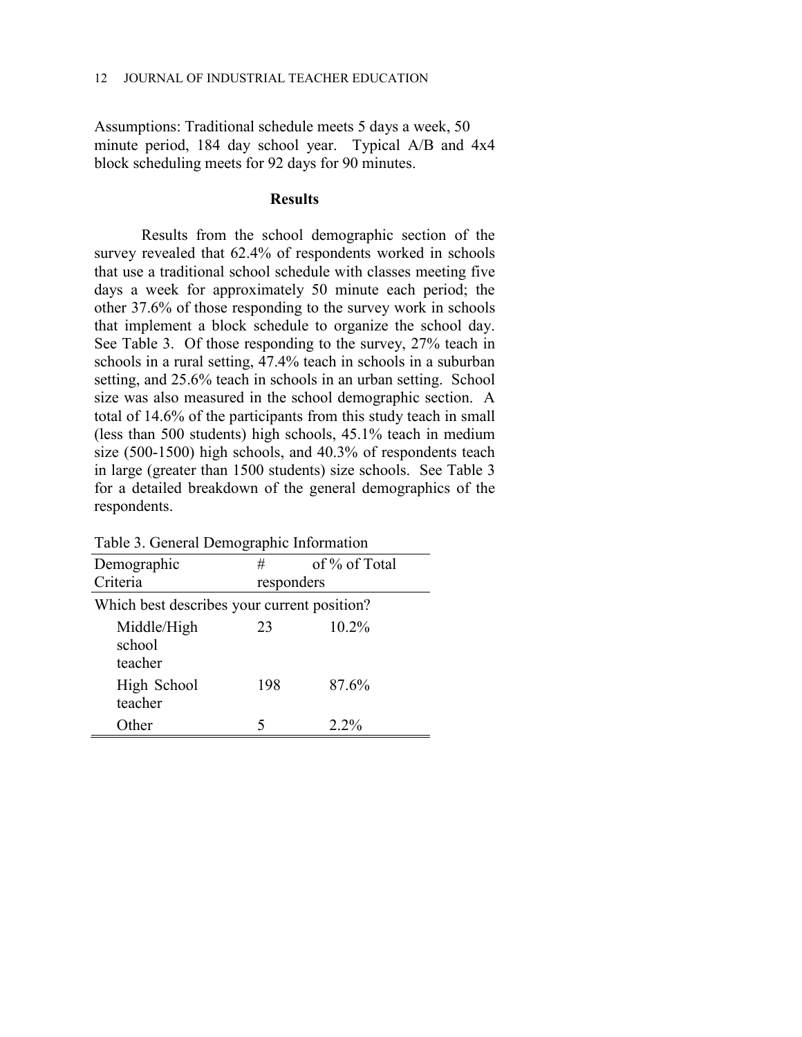Assumptions: Traditional schedule meets 5 days a week, 50 minute period, 184 day school year. Typical A/B and 4x4 block scheduling meets for 92 days for 90 minutes.

## Results

Results from the school demographic section of the survey revealed that 62.4% of respondents worked in schools that use a traditional school schedule with classes meeting five days a week for approximately 50 minute each period; the other 37.6% of those responding to the survey work in schools that implement a block schedule to organize the school day. See Table 3. Of those responding to the survey, 27% teach in schools in a rural setting, 47.4% teach in schools in a suburban setting, and 25.6% teach in schools in an urban setting. School size was also measured in the school demographic section. A total of 14.6% of the participants from this study teach in small (less than 500 students) high schools, 45.1% teach in medium size (500-1500) high schools, and 40.3% of respondents teach in large (greater than 1500 students) size schools. See Table 3 for a detailed breakdown of the general demographics of the respondents.

Table 3. General Demographic Information

| Demographic Criteria | # of responders | % of Total |
|---|---|---|
| Which best describes your current position? | | |
| Middle/High school teacher | 23 | 10.2% |
| High School teacher | 198 | 87.6% |
| Other | 5 | 2.2% |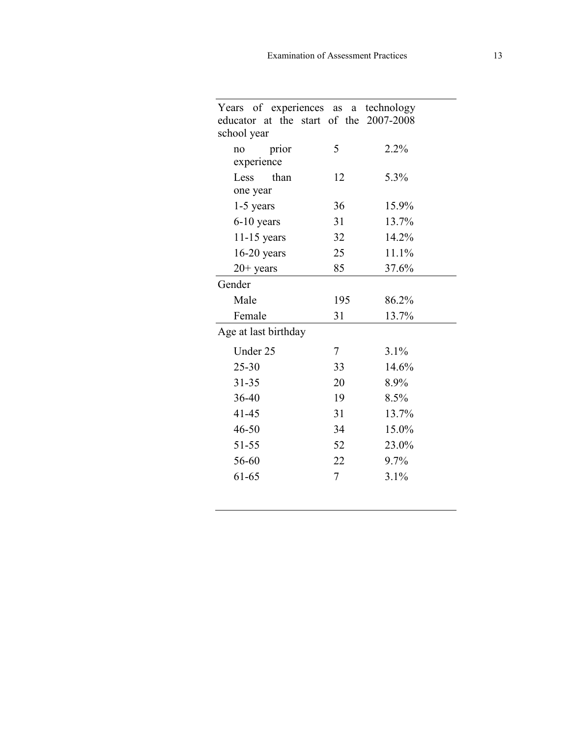| | | |
|---|---|---|
| Years of experiences as a technology educator at the start of the 2007-2008 school year | | |
| no prior experience | 5 | 2.2% |
| Less than one year | 12 | 5.3% |
| 1-5 years | 36 | 15.9% |
| 6-10 years | 31 | 13.7% |
| 11-15 years | 32 | 14.2% |
| 16-20 years | 25 | 11.1% |
| 20+ years | 85 | 37.6% |
| Gender | | |
| Male | 195 | 86.2% |
| Female | 31 | 13.7% |
| Age at last birthday | | |
| Under 25 | 7 | 3.1% |
| 25-30 | 33 | 14.6% |
| 31-35 | 20 | 8.9% |
| 36-40 | 19 | 8.5% |
| 41-45 | 31 | 13.7% |
| 46-50 | 34 | 15.0% |
| 51-55 | 52 | 23.0% |
| 56-60 | 22 | 9.7% |
| 61-65 | 7 | 3.1% |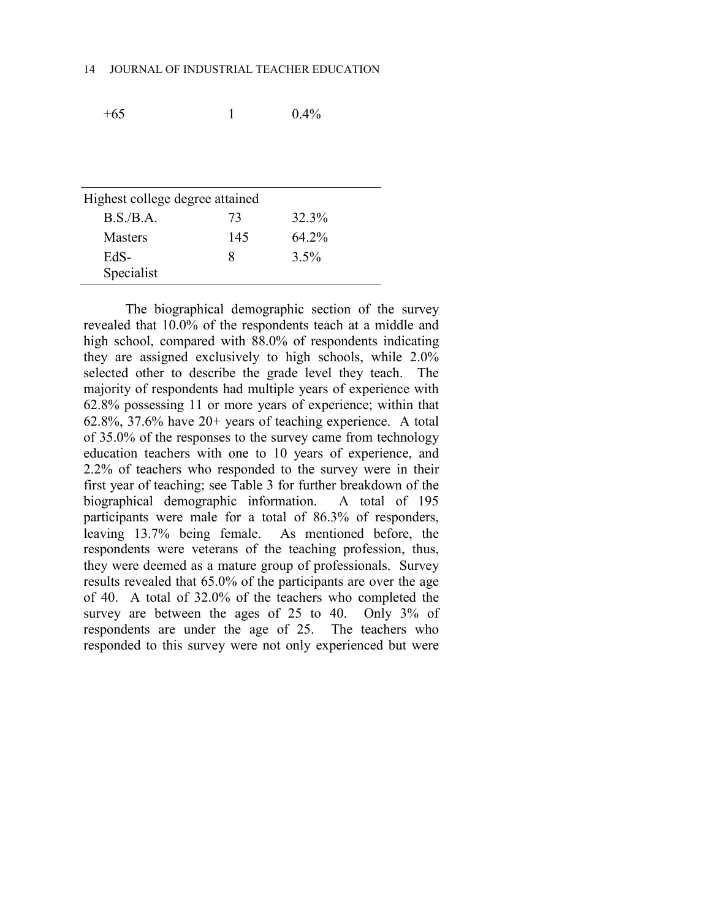| | | |
|---|---|---|
| +65 | 1 | 0.4% |
| Highest college degree attained | | |
| B.S./B.A. | 73 | 32.3% |
| Masters | 145 | 64.2% |
| EdS-Specialist | 8 | 3.5% |

The biographical demographic section of the survey revealed that 10.0% of the respondents teach at a middle and high school, compared with 88.0% of respondents indicating they are assigned exclusively to high schools, while 2.0% selected other to describe the grade level they teach. The majority of respondents had multiple years of experience with 62.8% possessing 11 or more years of experience; within that 62.8%, 37.6% have 20+ years of teaching experience. A total of 35.0% of the responses to the survey came from technology education teachers with one to 10 years of experience, and 2.2% of teachers who responded to the survey were in their first year of teaching; see Table 3 for further breakdown of the biographical demographic information. A total of 195 participants were male for a total of 86.3% of responders, leaving 13.7% being female. As mentioned before, the respondents were veterans of the teaching profession, thus, they were deemed as a mature group of professionals. Survey results revealed that 65.0% of the participants are over the age of 40. A total of 32.0% of the teachers who completed the survey are between the ages of 25 to 40. Only 3% of respondents are under the age of 25. The teachers who responded to this survey were not only experienced but were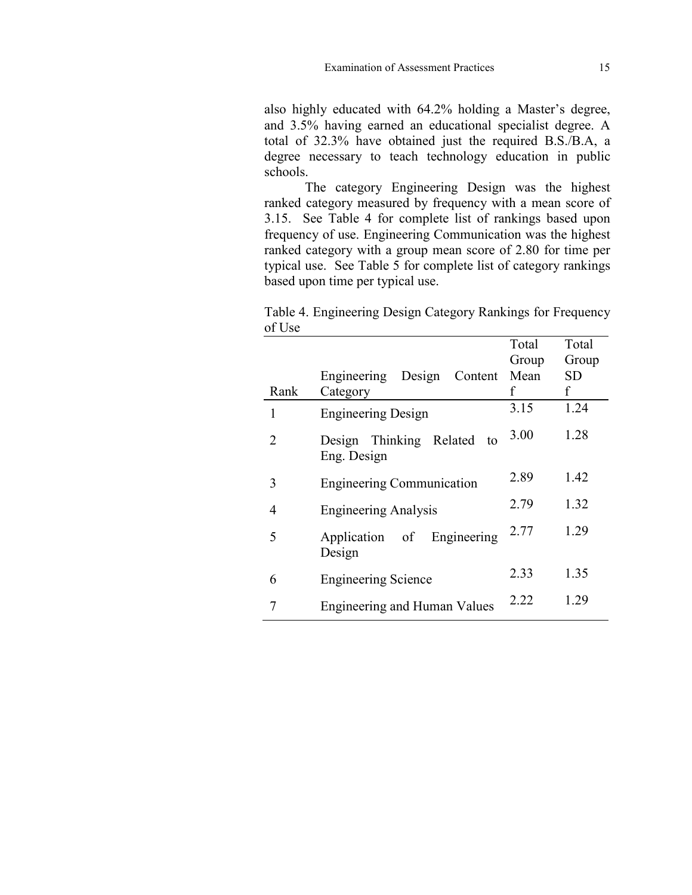also highly educated with 64.2% holding a Master's degree, and 3.5% having earned an educational specialist degree. A total of 32.3% have obtained just the required B.S./B.A, a degree necessary to teach technology education in public schools.

The category Engineering Design was the highest ranked category measured by frequency with a mean score of 3.15. See Table 4 for complete list of rankings based upon frequency of use. Engineering Communication was the highest ranked category with a group mean score of 2.80 for time per typical use. See Table 5 for complete list of category rankings based upon time per typical use.

Table 4. Engineering Design Category Rankings for Frequency of Use

| Rank | Engineering Design Content Category | Total Group Mean f | Total Group SD f |
|---|---|---|---|
| 1 | Engineering Design | 3.15 | 1.24 |
| 2 | Design Thinking Related to Eng. Design | 3.00 | 1.28 |
| 3 | Engineering Communication | 2.89 | 1.42 |
| 4 | Engineering Analysis | 2.79 | 1.32 |
| 5 | Application of Engineering Design | 2.77 | 1.29 |
| 6 | Engineering Science | 2.33 | 1.35 |
| 7 | Engineering and Human Values | 2.22 | 1.29 |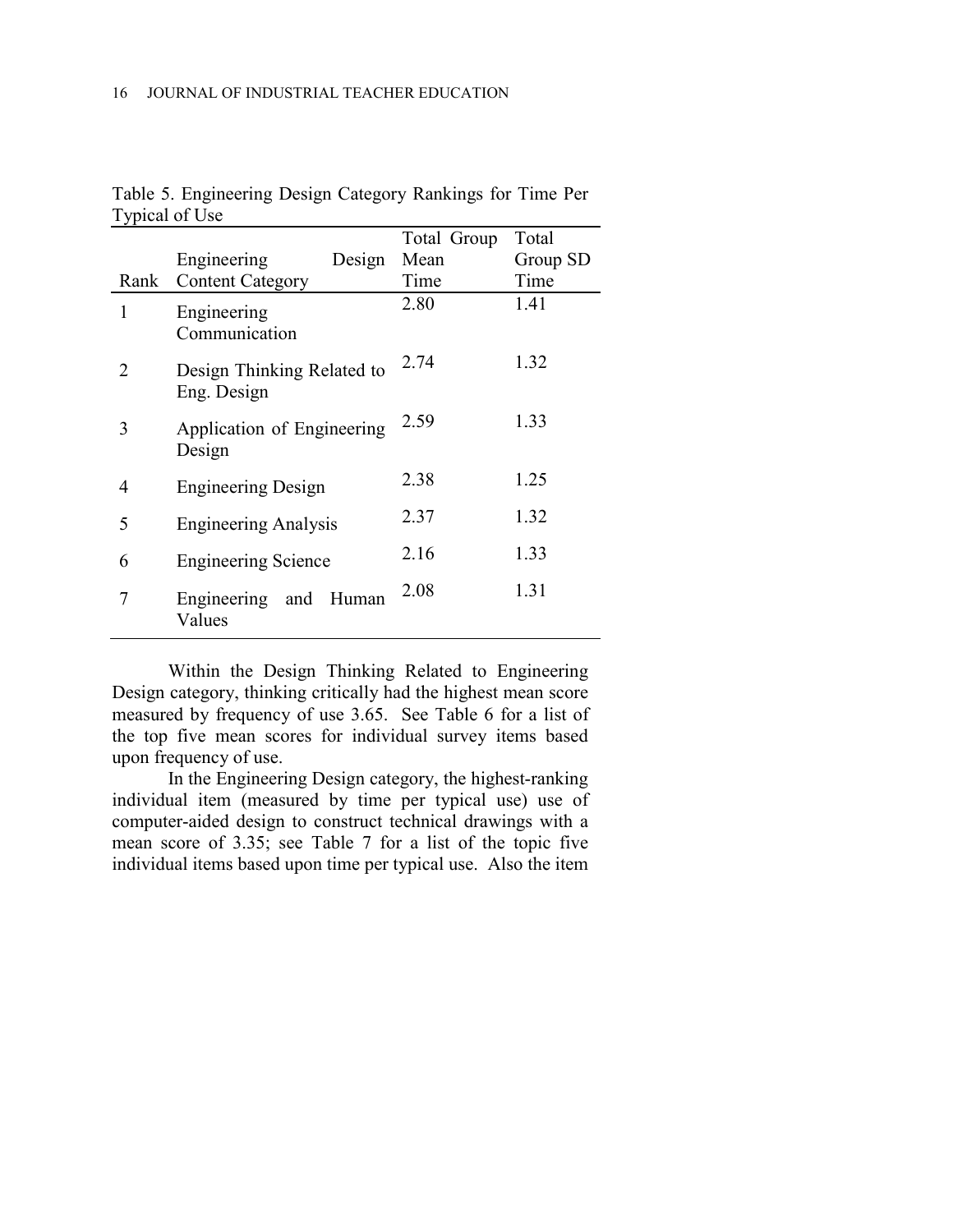Table 5. Engineering Design Category Rankings for Time Per Typical of Use

| Rank | Engineering Design Content Category | Total Group Mean Time | Total Group SD Time |
|---|---|---|---|
| 1 | Engineering Communication | 2.80 | 1.41 |
| 2 | Design Thinking Related to Eng. Design | 2.74 | 1.32 |
| 3 | Application of Engineering Design | 2.59 | 1.33 |
| 4 | Engineering Design | 2.38 | 1.25 |
| 5 | Engineering Analysis | 2.37 | 1.32 |
| 6 | Engineering Science | 2.16 | 1.33 |
| 7 | Engineering and Human Values | 2.08 | 1.31 |

Within the Design Thinking Related to Engineering Design category, thinking critically had the highest mean score measured by frequency of use 3.65. See Table 6 for a list of the top five mean scores for individual survey items based upon frequency of use.

In the Engineering Design category, the highest-ranking individual item (measured by time per typical use) use of computer-aided design to construct technical drawings with a mean score of 3.35; see Table 7 for a list of the topic five individual items based upon time per typical use. Also the item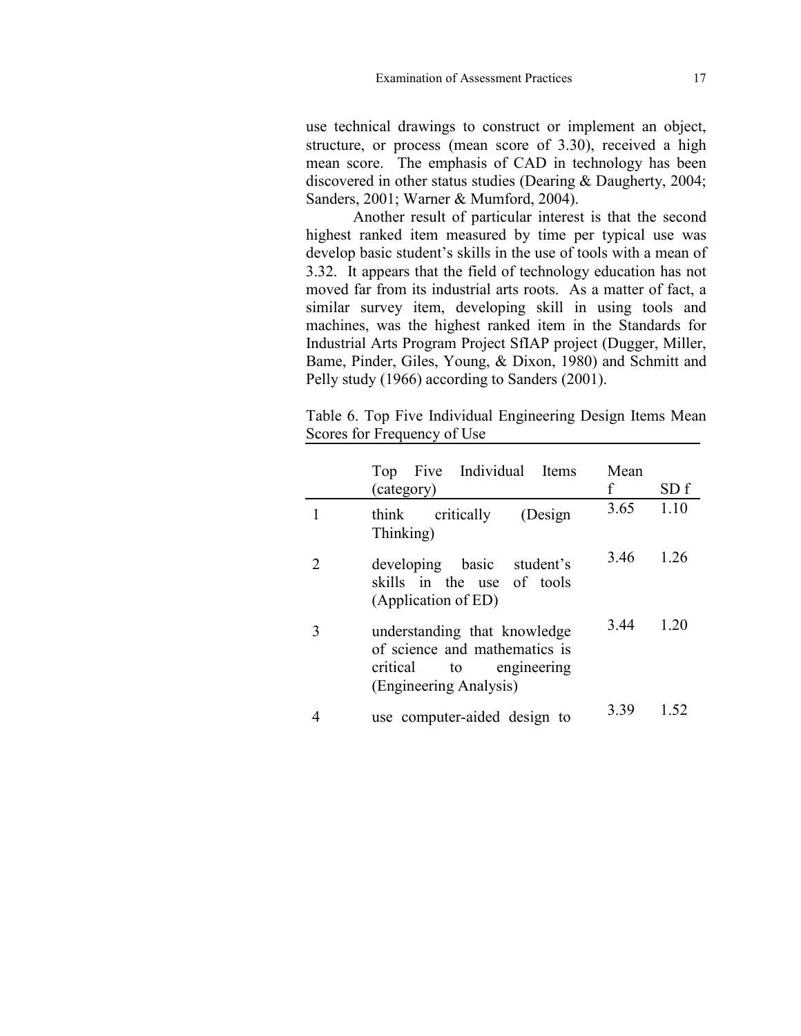use technical drawings to construct or implement an object, structure, or process (mean score of 3.30), received a high mean score. The emphasis of CAD in technology has been discovered in other status studies (Dearing & Daugherty, 2004; Sanders, 2001; Warner & Mumford, 2004).

Another result of particular interest is that the second highest ranked item measured by time per typical use was develop basic student's skills in the use of tools with a mean of 3.32. It appears that the field of technology education has not moved far from its industrial arts roots. As a matter of fact, a similar survey item, developing skill in using tools and machines, was the highest ranked item in the Standards for Industrial Arts Program Project SfIAP project (Dugger, Miller, Bame, Pinder, Giles, Young, & Dixon, 1980) and Schmitt and Pelly study (1966) according to Sanders (2001).

Table 6. Top Five Individual Engineering Design Items Mean Scores for Frequency of Use

| | Top Five Individual Items (category) | Mean f | SD f |
|---|---|---|---|
| 1 | think critically (Design Thinking) | 3.65 | 1.10 |
| 2 | developing basic student's skills in the use of tools (Application of ED) | 3.46 | 1.26 |
| 3 | understanding that knowledge of science and mathematics is critical to engineering (Engineering Analysis) | 3.44 | 1.20 |
| 4 | use computer-aided design to | 3.39 | 1.52 |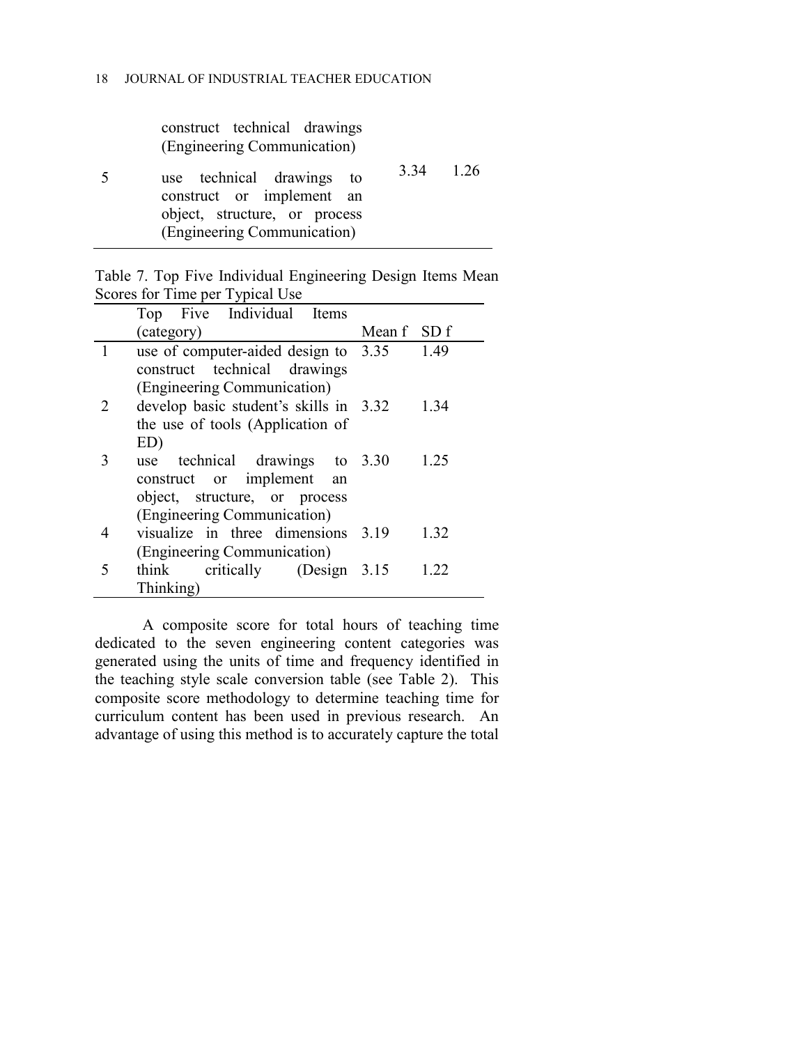| | | | |
|---|---|---|---|
| | construct technical drawings (Engineering Communication) | | |
| 5 | use technical drawings to construct or implement an object, structure, or process (Engineering Communication) | 3.34 | 1.26 |

Table 7. Top Five Individual Engineering Design Items Mean Scores for Time per Typical Use

| | Top Five Individual Items (category) | Mean f | SD f |
|---|---|---|---|
| 1 | use of computer-aided design to construct technical drawings (Engineering Communication) | 3.35 | 1.49 |
| 2 | develop basic student's skills in the use of tools (Application of ED) | 3.32 | 1.34 |
| 3 | use technical drawings to construct or implement an object, structure, or process (Engineering Communication) | 3.30 | 1.25 |
| 4 | visualize in three dimensions (Engineering Communication) | 3.19 | 1.32 |
| 5 | think critically (Design Thinking) | 3.15 | 1.22 |

A composite score for total hours of teaching time dedicated to the seven engineering content categories was generated using the units of time and frequency identified in the teaching style scale conversion table (see Table 2). This composite score methodology to determine teaching time for curriculum content has been used in previous research. An advantage of using this method is to accurately capture the total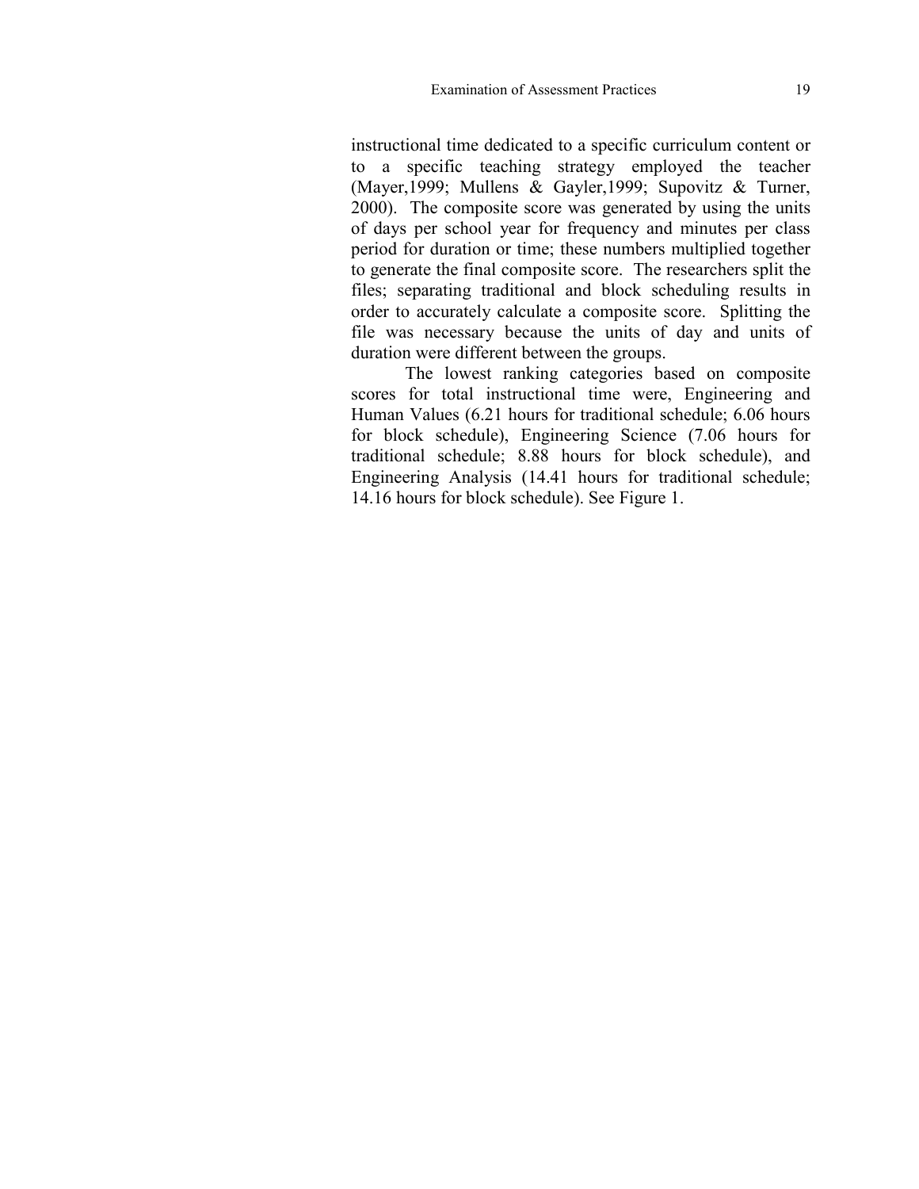instructional time dedicated to a specific curriculum content or to a specific teaching strategy employed the teacher (Mayer,1999; Mullens & Gayler,1999; Supovitz & Turner, 2000). The composite score was generated by using the units of days per school year for frequency and minutes per class period for duration or time; these numbers multiplied together to generate the final composite score. The researchers split the files; separating traditional and block scheduling results in order to accurately calculate a composite score. Splitting the file was necessary because the units of day and units of duration were different between the groups.

The lowest ranking categories based on composite scores for total instructional time were, Engineering and Human Values (6.21 hours for traditional schedule; 6.06 hours for block schedule), Engineering Science (7.06 hours for traditional schedule; 8.88 hours for block schedule), and Engineering Analysis (14.41 hours for traditional schedule; 14.16 hours for block schedule). See Figure 1.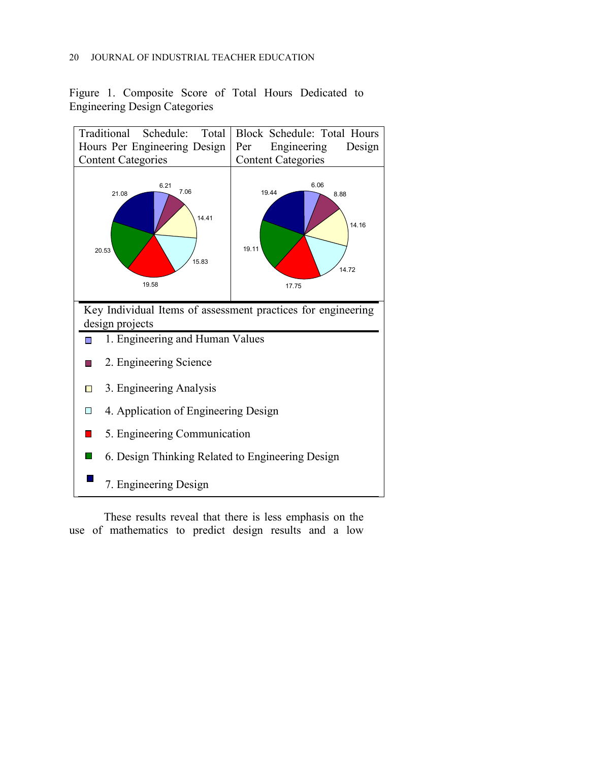Figure 1. Composite Score of Total Hours Dedicated to Engineering Design Categories

| Traditional Schedule: Total Hours Per Engineering Design Content Categories | Block Schedule: Total Hours Per Engineering Design Content Categories |
|---|---|
| 1: 6.21; 2: 7.06; 3: 14.41; 4: 15.83; 5: 19.58; 6: 20.53; 7: 21.08 | 1: 6.06; 2: 8.88; 3: 14.16; 4: 14.72; 5: 17.75; 6: 19.11; 7: 19.44 |

Key Individual Items of assessment practices for engineering design projects

1. Engineering and Human Values
2. Engineering Science
3. Engineering Analysis
4. Application of Engineering Design
5. Engineering Communication
6. Design Thinking Related to Engineering Design
7. Engineering Design

These results reveal that there is less emphasis on the use of mathematics to predict design results and a low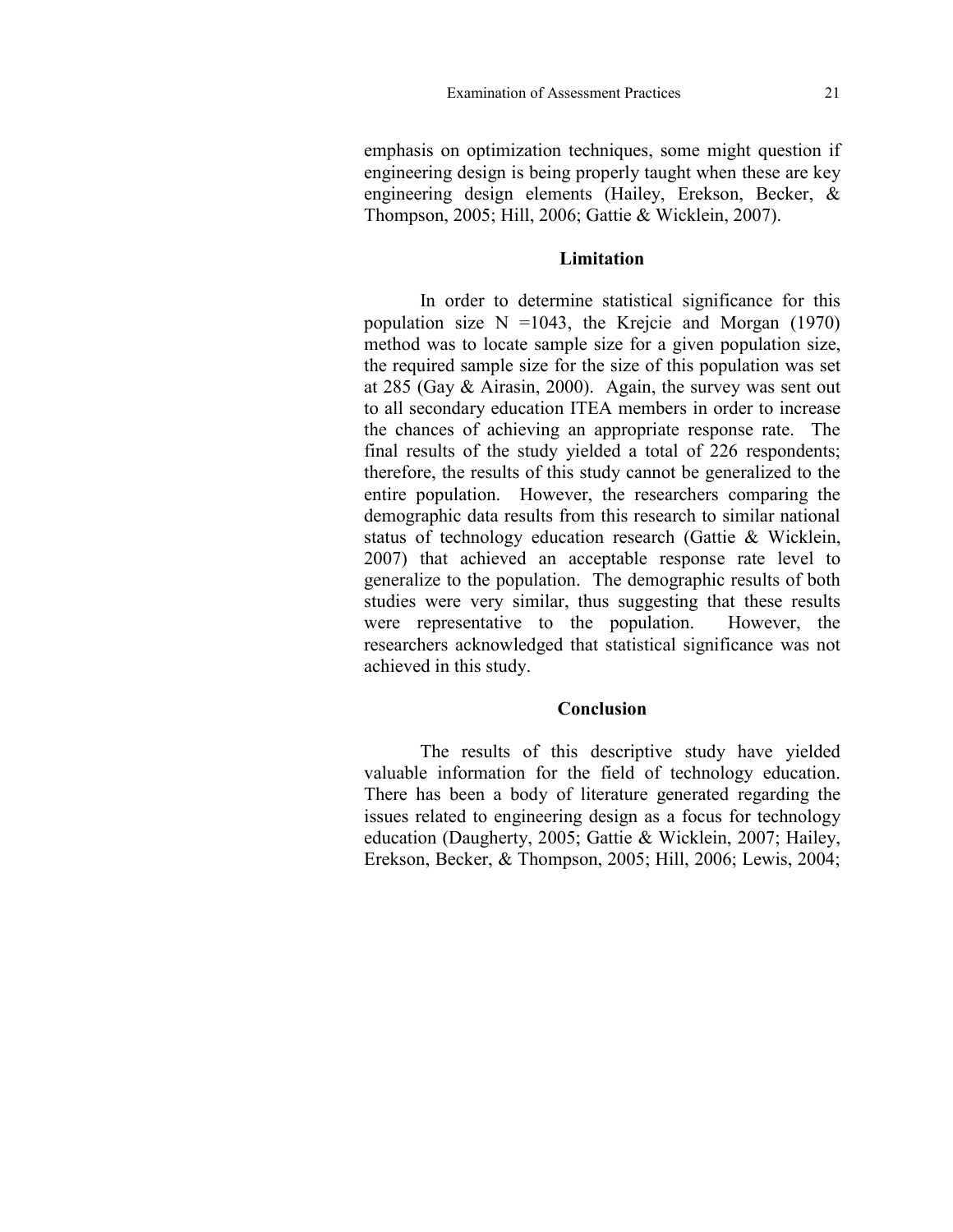emphasis on optimization techniques, some might question if engineering design is being properly taught when these are key engineering design elements (Hailey, Erekson, Becker, & Thompson, 2005; Hill, 2006; Gattie & Wicklein, 2007).

## Limitation

In order to determine statistical significance for this population size N =1043, the Krejcie and Morgan (1970) method was to locate sample size for a given population size, the required sample size for the size of this population was set at 285 (Gay & Airasin, 2000). Again, the survey was sent out to all secondary education ITEA members in order to increase the chances of achieving an appropriate response rate. The final results of the study yielded a total of 226 respondents; therefore, the results of this study cannot be generalized to the entire population. However, the researchers comparing the demographic data results from this research to similar national status of technology education research (Gattie & Wicklein, 2007) that achieved an acceptable response rate level to generalize to the population. The demographic results of both studies were very similar, thus suggesting that these results were representative to the population. However, the researchers acknowledged that statistical significance was not achieved in this study.

## Conclusion

The results of this descriptive study have yielded valuable information for the field of technology education. There has been a body of literature generated regarding the issues related to engineering design as a focus for technology education (Daugherty, 2005; Gattie & Wicklein, 2007; Hailey, Erekson, Becker, & Thompson, 2005; Hill, 2006; Lewis, 2004;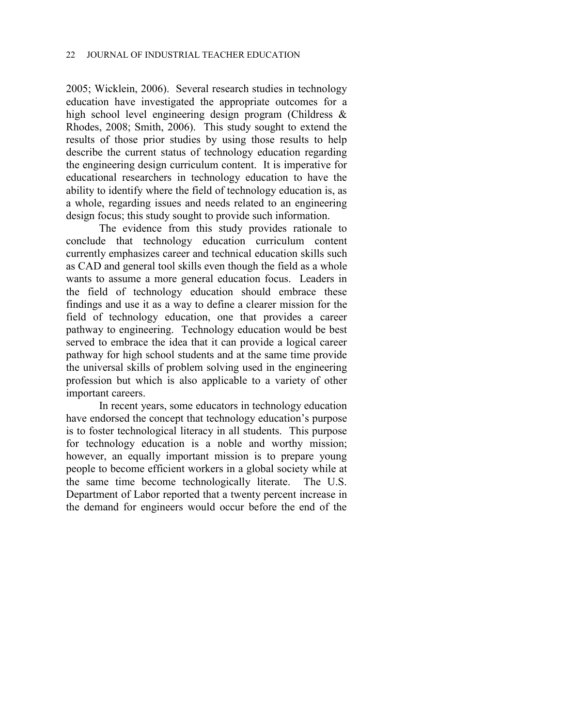2005; Wicklein, 2006). Several research studies in technology education have investigated the appropriate outcomes for a high school level engineering design program (Childress & Rhodes, 2008; Smith, 2006). This study sought to extend the results of those prior studies by using those results to help describe the current status of technology education regarding the engineering design curriculum content. It is imperative for educational researchers in technology education to have the ability to identify where the field of technology education is, as a whole, regarding issues and needs related to an engineering design focus; this study sought to provide such information.

The evidence from this study provides rationale to conclude that technology education curriculum content currently emphasizes career and technical education skills such as CAD and general tool skills even though the field as a whole wants to assume a more general education focus. Leaders in the field of technology education should embrace these findings and use it as a way to define a clearer mission for the field of technology education, one that provides a career pathway to engineering. Technology education would be best served to embrace the idea that it can provide a logical career pathway for high school students and at the same time provide the universal skills of problem solving used in the engineering profession but which is also applicable to a variety of other important careers.

In recent years, some educators in technology education have endorsed the concept that technology education's purpose is to foster technological literacy in all students. This purpose for technology education is a noble and worthy mission; however, an equally important mission is to prepare young people to become efficient workers in a global society while at the same time become technologically literate. The U.S. Department of Labor reported that a twenty percent increase in the demand for engineers would occur before the end of the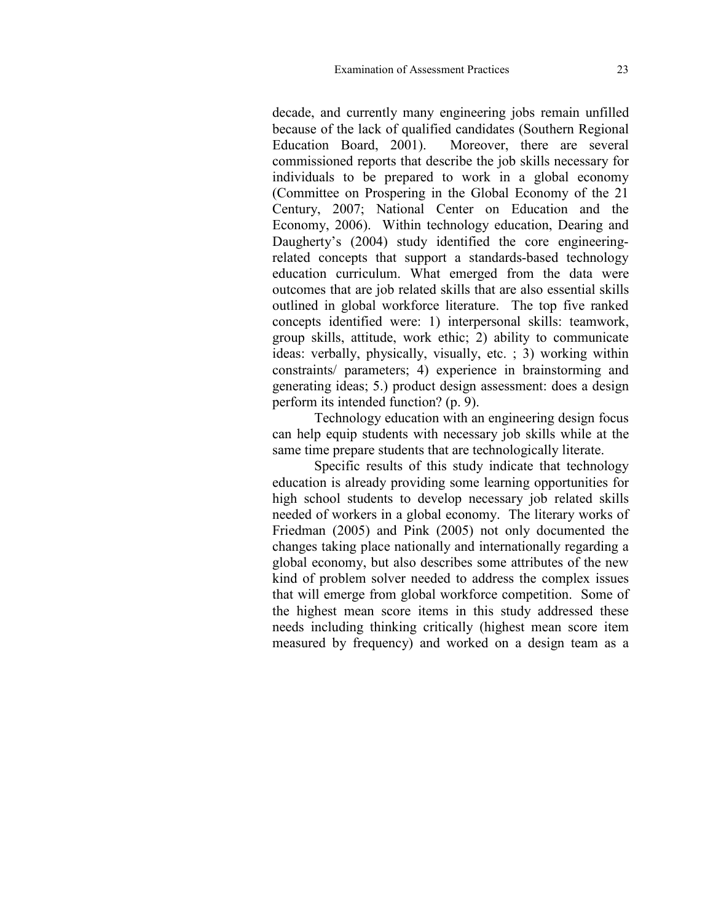decade, and currently many engineering jobs remain unfilled because of the lack of qualified candidates (Southern Regional Education Board, 2001). Moreover, there are several commissioned reports that describe the job skills necessary for individuals to be prepared to work in a global economy (Committee on Prospering in the Global Economy of the 21 Century, 2007; National Center on Education and the Economy, 2006). Within technology education, Dearing and Daugherty's (2004) study identified the core engineering-related concepts that support a standards-based technology education curriculum. What emerged from the data were outcomes that are job related skills that are also essential skills outlined in global workforce literature. The top five ranked concepts identified were: 1) interpersonal skills: teamwork, group skills, attitude, work ethic; 2) ability to communicate ideas: verbally, physically, visually, etc. ; 3) working within constraints/ parameters; 4) experience in brainstorming and generating ideas; 5.) product design assessment: does a design perform its intended function? (p. 9).

Technology education with an engineering design focus can help equip students with necessary job skills while at the same time prepare students that are technologically literate.

Specific results of this study indicate that technology education is already providing some learning opportunities for high school students to develop necessary job related skills needed of workers in a global economy. The literary works of Friedman (2005) and Pink (2005) not only documented the changes taking place nationally and internationally regarding a global economy, but also describes some attributes of the new kind of problem solver needed to address the complex issues that will emerge from global workforce competition. Some of the highest mean score items in this study addressed these needs including thinking critically (highest mean score item measured by frequency) and worked on a design team as a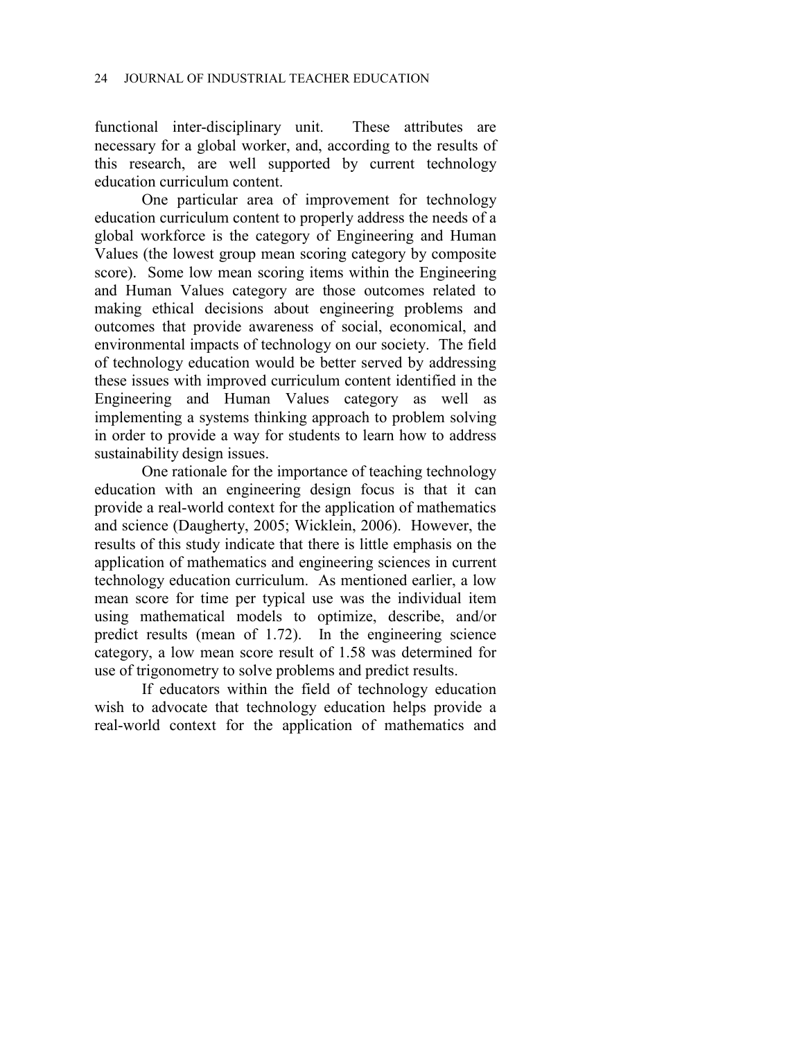functional inter-disciplinary unit. These attributes are necessary for a global worker, and, according to the results of this research, are well supported by current technology education curriculum content.

One particular area of improvement for technology education curriculum content to properly address the needs of a global workforce is the category of Engineering and Human Values (the lowest group mean scoring category by composite score). Some low mean scoring items within the Engineering and Human Values category are those outcomes related to making ethical decisions about engineering problems and outcomes that provide awareness of social, economical, and environmental impacts of technology on our society. The field of technology education would be better served by addressing these issues with improved curriculum content identified in the Engineering and Human Values category as well as implementing a systems thinking approach to problem solving in order to provide a way for students to learn how to address sustainability design issues.

One rationale for the importance of teaching technology education with an engineering design focus is that it can provide a real-world context for the application of mathematics and science (Daugherty, 2005; Wicklein, 2006). However, the results of this study indicate that there is little emphasis on the application of mathematics and engineering sciences in current technology education curriculum. As mentioned earlier, a low mean score for time per typical use was the individual item using mathematical models to optimize, describe, and/or predict results (mean of 1.72). In the engineering science category, a low mean score result of 1.58 was determined for use of trigonometry to solve problems and predict results.

If educators within the field of technology education wish to advocate that technology education helps provide a real-world context for the application of mathematics and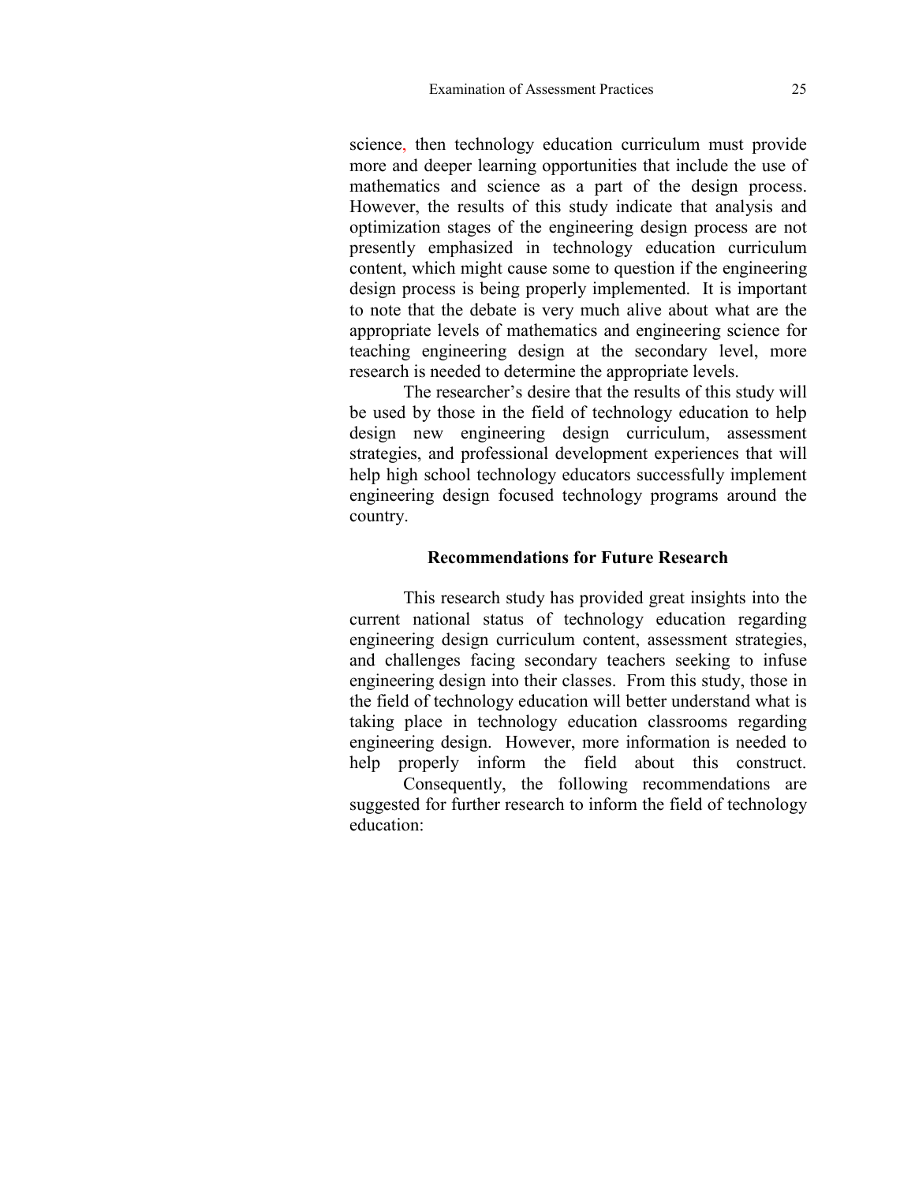science, then technology education curriculum must provide more and deeper learning opportunities that include the use of mathematics and science as a part of the design process. However, the results of this study indicate that analysis and optimization stages of the engineering design process are not presently emphasized in technology education curriculum content, which might cause some to question if the engineering design process is being properly implemented. It is important to note that the debate is very much alive about what are the appropriate levels of mathematics and engineering science for teaching engineering design at the secondary level, more research is needed to determine the appropriate levels.

The researcher's desire that the results of this study will be used by those in the field of technology education to help design new engineering design curriculum, assessment strategies, and professional development experiences that will help high school technology educators successfully implement engineering design focused technology programs around the country.

## Recommendations for Future Research

This research study has provided great insights into the current national status of technology education regarding engineering design curriculum content, assessment strategies, and challenges facing secondary teachers seeking to infuse engineering design into their classes. From this study, those in the field of technology education will better understand what is taking place in technology education classrooms regarding engineering design. However, more information is needed to help properly inform the field about this construct.

Consequently, the following recommendations are suggested for further research to inform the field of technology education: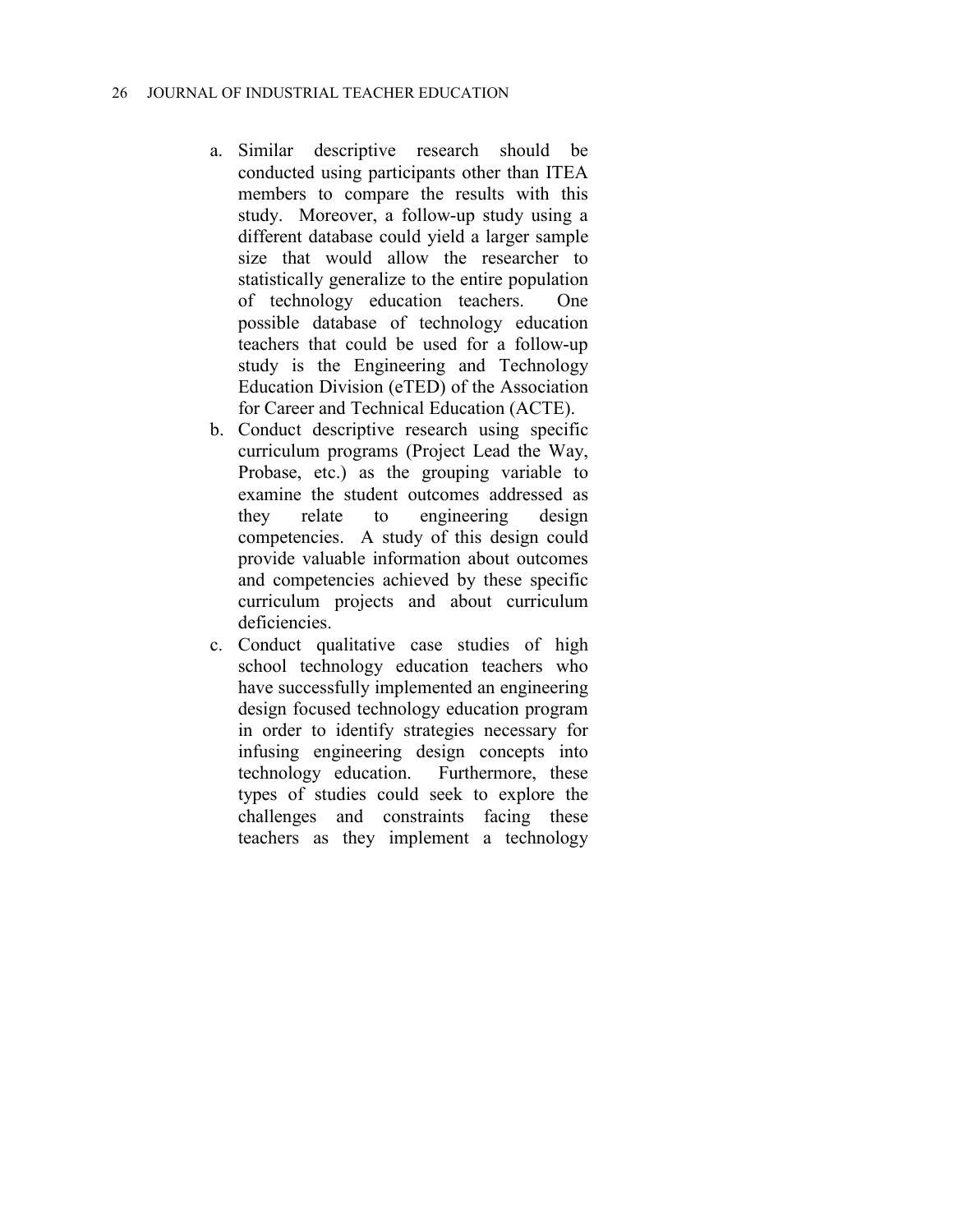a. Similar descriptive research should be conducted using participants other than ITEA members to compare the results with this study. Moreover, a follow-up study using a different database could yield a larger sample size that would allow the researcher to statistically generalize to the entire population of technology education teachers. One possible database of technology education teachers that could be used for a follow-up study is the Engineering and Technology Education Division (eTED) of the Association for Career and Technical Education (ACTE).

b. Conduct descriptive research using specific curriculum programs (Project Lead the Way, Probase, etc.) as the grouping variable to examine the student outcomes addressed as they relate to engineering design competencies. A study of this design could provide valuable information about outcomes and competencies achieved by these specific curriculum projects and about curriculum deficiencies.

c. Conduct qualitative case studies of high school technology education teachers who have successfully implemented an engineering design focused technology education program in order to identify strategies necessary for infusing engineering design concepts into technology education. Furthermore, these types of studies could seek to explore the challenges and constraints facing these teachers as they implement a technology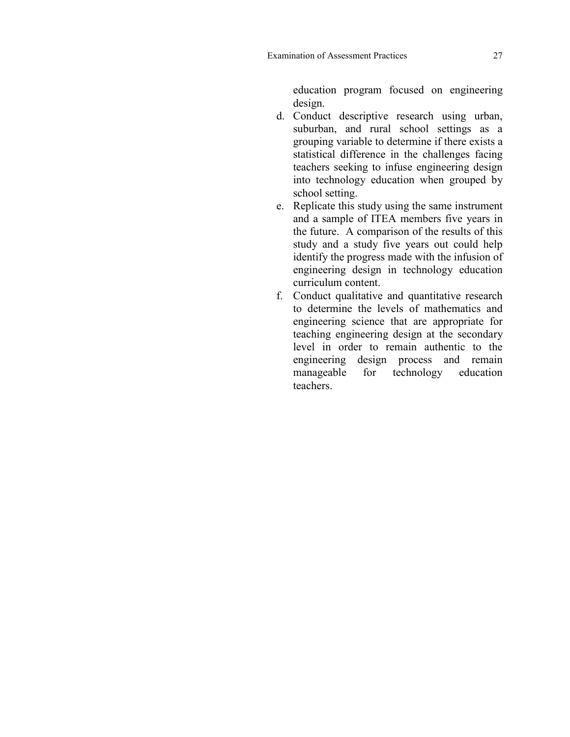education program focused on engineering design.

d. Conduct descriptive research using urban, suburban, and rural school settings as a grouping variable to determine if there exists a statistical difference in the challenges facing teachers seeking to infuse engineering design into technology education when grouped by school setting.
e. Replicate this study using the same instrument and a sample of ITEA members five years in the future. A comparison of the results of this study and a study five years out could help identify the progress made with the infusion of engineering design in technology education curriculum content.
f. Conduct qualitative and quantitative research to determine the levels of mathematics and engineering science that are appropriate for teaching engineering design at the secondary level in order to remain authentic to the engineering design process and remain manageable for technology education teachers.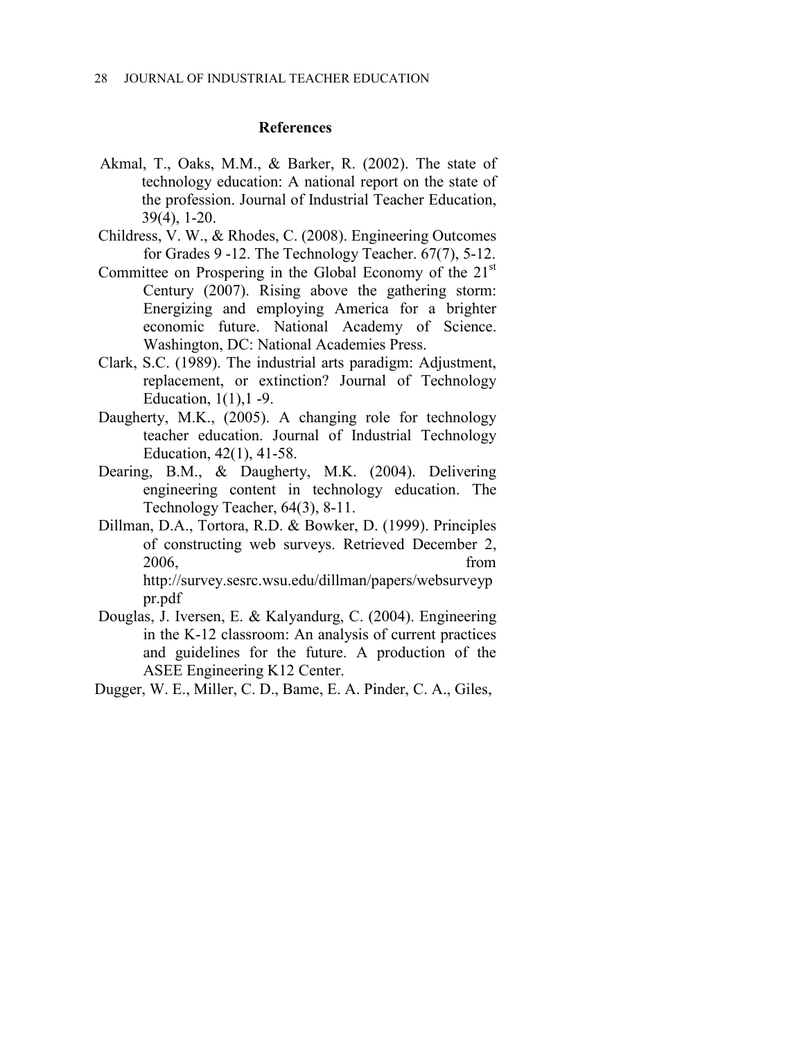## References

Akmal, T., Oaks, M.M., & Barker, R. (2002). The state of technology education: A national report on the state of the profession. Journal of Industrial Teacher Education, 39(4), 1-20.

Childress, V. W., & Rhodes, C. (2008). Engineering Outcomes for Grades 9 -12. The Technology Teacher. 67(7), 5-12.

Committee on Prospering in the Global Economy of the 21st Century (2007). Rising above the gathering storm: Energizing and employing America for a brighter economic future. National Academy of Science. Washington, DC: National Academies Press.

Clark, S.C. (1989). The industrial arts paradigm: Adjustment, replacement, or extinction? Journal of Technology Education, 1(1),1 -9.

Daugherty, M.K., (2005). A changing role for technology teacher education. Journal of Industrial Technology Education, 42(1), 41-58.

Dearing, B.M., & Daugherty, M.K. (2004). Delivering engineering content in technology education. The Technology Teacher, 64(3), 8-11.

Dillman, D.A., Tortora, R.D. & Bowker, D. (1999). Principles of constructing web surveys. Retrieved December 2, 2006, from http://survey.sesrc.wsu.edu/dillman/papers/websurveyppr.pdf

Douglas, J. Iversen, E. & Kalyandurg, C. (2004). Engineering in the K-12 classroom: An analysis of current practices and guidelines for the future. A production of the ASEE Engineering K12 Center.

Dugger, W. E., Miller, C. D., Bame, E. A. Pinder, C. A., Giles,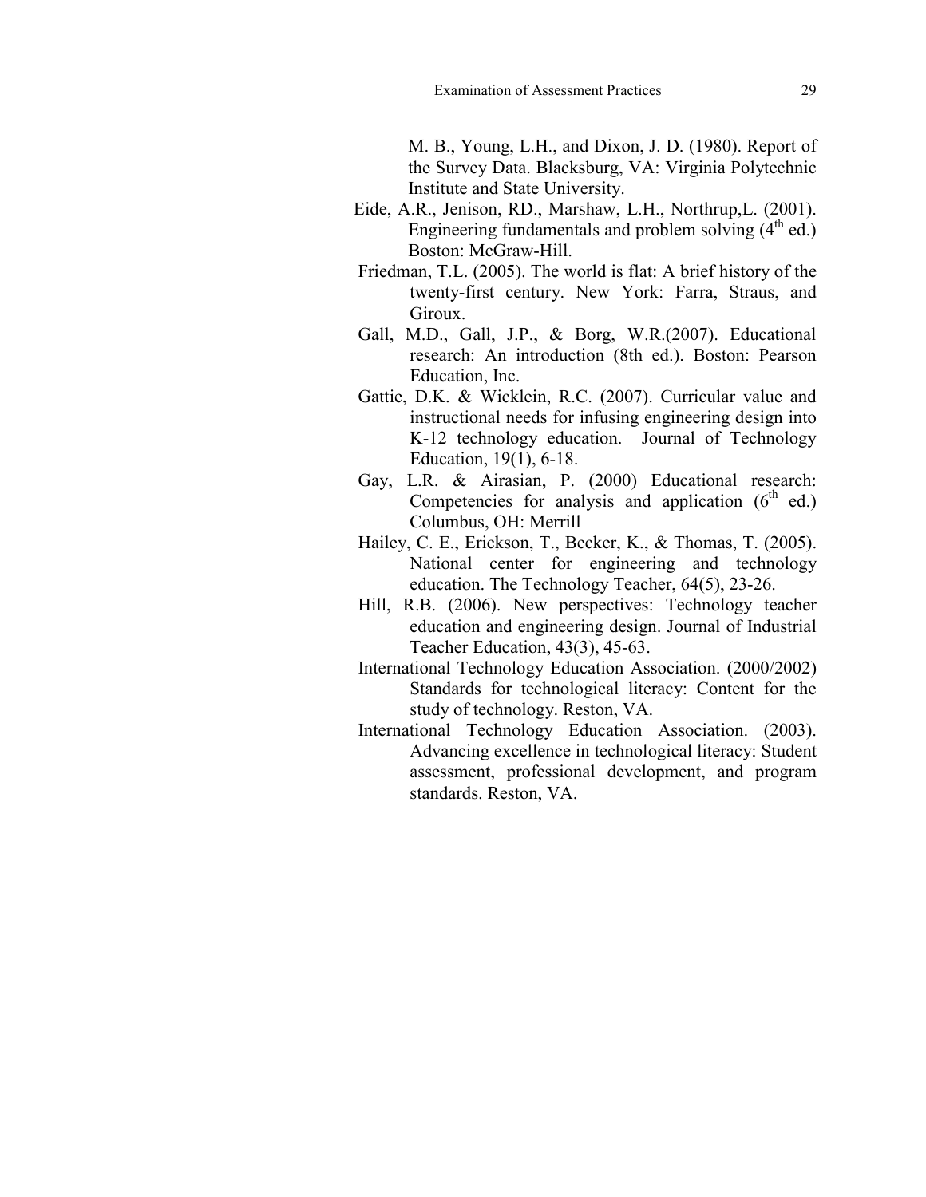M. B., Young, L.H., and Dixon, J. D. (1980). Report of the Survey Data. Blacksburg, VA: Virginia Polytechnic Institute and State University.

Eide, A.R., Jenison, RD., Marshaw, L.H., Northrup,L. (2001). Engineering fundamentals and problem solving (4th ed.) Boston: McGraw-Hill.

Friedman, T.L. (2005). The world is flat: A brief history of the twenty-first century. New York: Farra, Straus, and Giroux.

Gall, M.D., Gall, J.P., & Borg, W.R.(2007). Educational research: An introduction (8th ed.). Boston: Pearson Education, Inc.

Gattie, D.K. & Wicklein, R.C. (2007). Curricular value and instructional needs for infusing engineering design into K-12 technology education. Journal of Technology Education, 19(1), 6-18.

Gay, L.R. & Airasian, P. (2000) Educational research: Competencies for analysis and application (6th ed.) Columbus, OH: Merrill

Hailey, C. E., Erickson, T., Becker, K., & Thomas, T. (2005). National center for engineering and technology education. The Technology Teacher, 64(5), 23-26.

Hill, R.B. (2006). New perspectives: Technology teacher education and engineering design. Journal of Industrial Teacher Education, 43(3), 45-63.

International Technology Education Association. (2000/2002) Standards for technological literacy: Content for the study of technology. Reston, VA.

International Technology Education Association. (2003). Advancing excellence in technological literacy: Student assessment, professional development, and program standards. Reston, VA.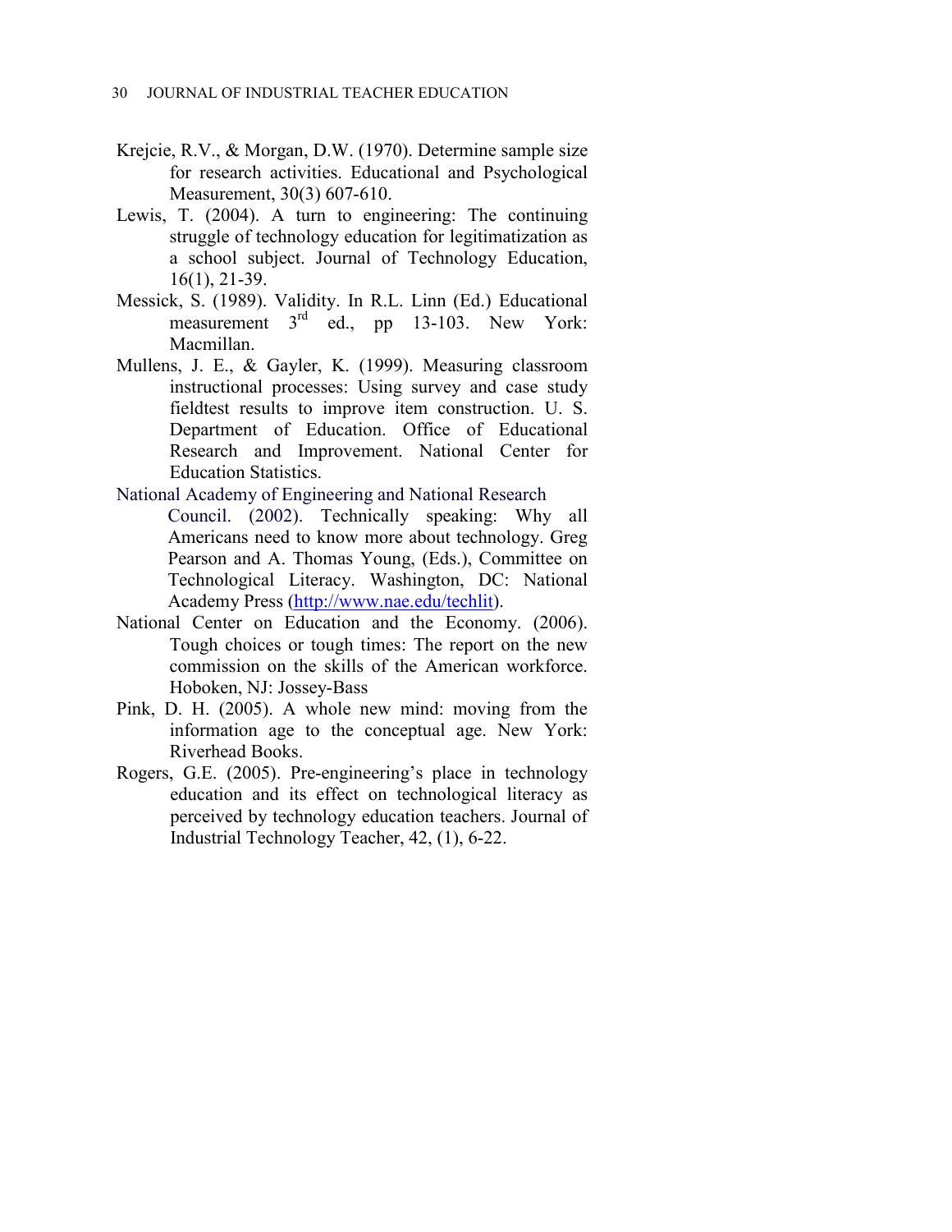Krejcie, R.V., & Morgan, D.W. (1970). Determine sample size for research activities. Educational and Psychological Measurement, 30(3) 607-610.

Lewis, T. (2004). A turn to engineering: The continuing struggle of technology education for legitimatization as a school subject. Journal of Technology Education, 16(1), 21-39.

Messick, S. (1989). Validity. In R.L. Linn (Ed.) Educational measurement 3rd ed., pp 13-103. New York: Macmillan.

Mullens, J. E., & Gayler, K. (1999). Measuring classroom instructional processes: Using survey and case study fieldtest results to improve item construction. U. S. Department of Education. Office of Educational Research and Improvement. National Center for Education Statistics.

National Academy of Engineering and National Research Council. (2002). Technically speaking: Why all Americans need to know more about technology. Greg Pearson and A. Thomas Young, (Eds.), Committee on Technological Literacy. Washington, DC: National Academy Press (http://www.nae.edu/techlit).

National Center on Education and the Economy. (2006). Tough choices or tough times: The report on the new commission on the skills of the American workforce. Hoboken, NJ: Jossey-Bass

Pink, D. H. (2005). A whole new mind: moving from the information age to the conceptual age. New York: Riverhead Books.

Rogers, G.E. (2005). Pre-engineering's place in technology education and its effect on technological literacy as perceived by technology education teachers. Journal of Industrial Technology Teacher, 42, (1), 6-22.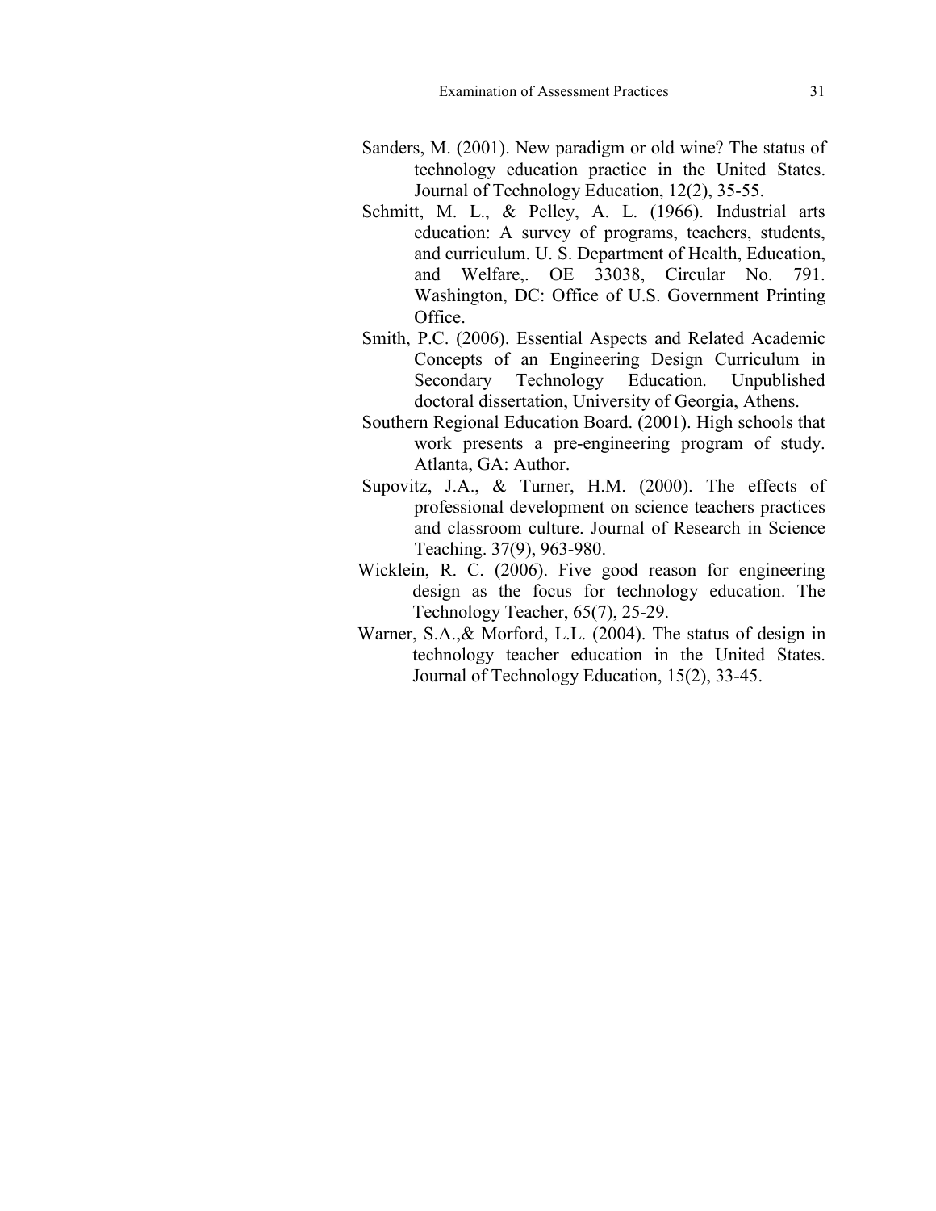Sanders, M. (2001). New paradigm or old wine? The status of technology education practice in the United States. Journal of Technology Education, 12(2), 35-55.

Schmitt, M. L., & Pelley, A. L. (1966). Industrial arts education: A survey of programs, teachers, students, and curriculum. U. S. Department of Health, Education, and Welfare,. OE 33038, Circular No. 791. Washington, DC: Office of U.S. Government Printing Office.

Smith, P.C. (2006). Essential Aspects and Related Academic Concepts of an Engineering Design Curriculum in Secondary Technology Education. Unpublished doctoral dissertation, University of Georgia, Athens.

Southern Regional Education Board. (2001). High schools that work presents a pre-engineering program of study. Atlanta, GA: Author.

Supovitz, J.A., & Turner, H.M. (2000). The effects of professional development on science teachers practices and classroom culture. Journal of Research in Science Teaching. 37(9), 963-980.

Wicklein, R. C. (2006). Five good reason for engineering design as the focus for technology education. The Technology Teacher, 65(7), 25-29.

Warner, S.A.,& Morford, L.L. (2004). The status of design in technology teacher education in the United States. Journal of Technology Education, 15(2), 33-45.